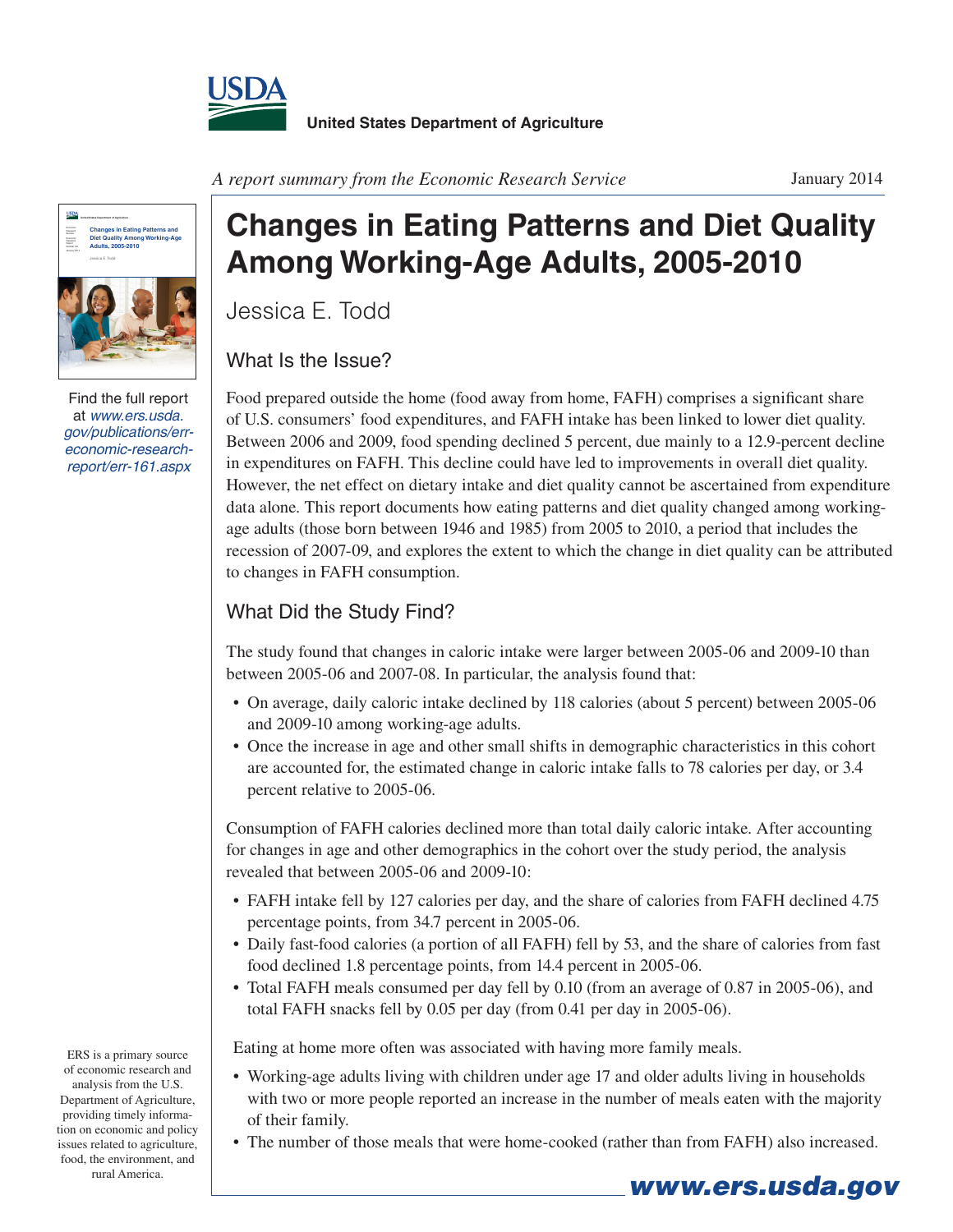United States Department of Agriculture

*A report summary from the Economic Research Service*

January 2014

# Changes in Eating Patterns and Diet Quality Among Working-Age Adults, 2005-2010

Jessica E. Todd

Find the full report at *www.ers.usda.gov/publications/err-economic-research-report/err-161.aspx*

## What Is the Issue?

Food prepared outside the home (food away from home, FAFH) comprises a significant share of U.S. consumers' food expenditures, and FAFH intake has been linked to lower diet quality. Between 2006 and 2009, food spending declined 5 percent, due mainly to a 12.9-percent decline in expenditures on FAFH. This decline could have led to improvements in overall diet quality. However, the net effect on dietary intake and diet quality cannot be ascertained from expenditure data alone. This report documents how eating patterns and diet quality changed among working-age adults (those born between 1946 and 1985) from 2005 to 2010, a period that includes the recession of 2007-09, and explores the extent to which the change in diet quality can be attributed to changes in FAFH consumption.

## What Did the Study Find?

The study found that changes in caloric intake were larger between 2005-06 and 2009-10 than between 2005-06 and 2007-08. In particular, the analysis found that:

- On average, daily caloric intake declined by 118 calories (about 5 percent) between 2005-06 and 2009-10 among working-age adults.
- Once the increase in age and other small shifts in demographic characteristics in this cohort are accounted for, the estimated change in caloric intake falls to 78 calories per day, or 3.4 percent relative to 2005-06.

Consumption of FAFH calories declined more than total daily caloric intake. After accounting for changes in age and other demographics in the cohort over the study period, the analysis revealed that between 2005-06 and 2009-10:

- FAFH intake fell by 127 calories per day, and the share of calories from FAFH declined 4.75 percentage points, from 34.7 percent in 2005-06.
- Daily fast-food calories (a portion of all FAFH) fell by 53, and the share of calories from fast food declined 1.8 percentage points, from 14.4 percent in 2005-06.
- Total FAFH meals consumed per day fell by 0.10 (from an average of 0.87 in 2005-06), and total FAFH snacks fell by 0.05 per day (from 0.41 per day in 2005-06).

Eating at home more often was associated with having more family meals.

- Working-age adults living with children under age 17 and older adults living in households with two or more people reported an increase in the number of meals eaten with the majority of their family.
- The number of those meals that were home-cooked (rather than from FAFH) also increased.

ERS is a primary source of economic research and analysis from the U.S. Department of Agriculture, providing timely information on economic and policy issues related to agriculture, food, the environment, and rural America.

**www.ers.usda.gov**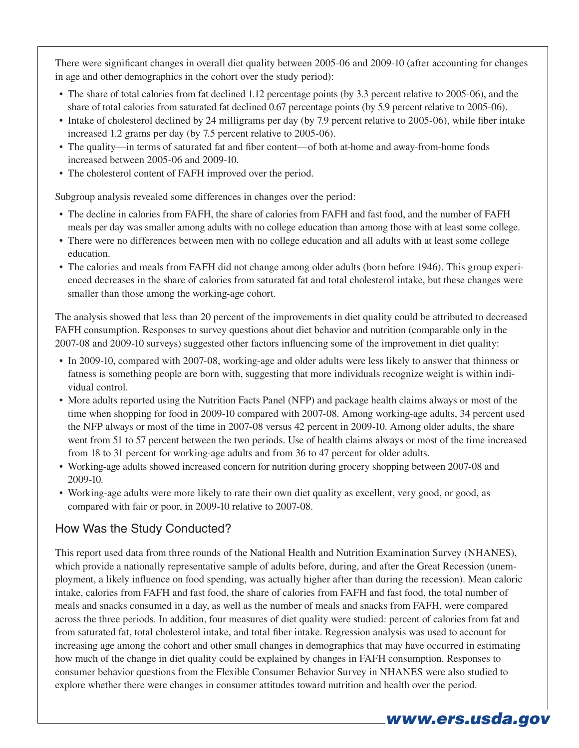There were significant changes in overall diet quality between 2005-06 and 2009-10 (after accounting for changes in age and other demographics in the cohort over the study period):

- The share of total calories from fat declined 1.12 percentage points (by 3.3 percent relative to 2005-06), and the share of total calories from saturated fat declined 0.67 percentage points (by 5.9 percent relative to 2005-06).
- Intake of cholesterol declined by 24 milligrams per day (by 7.9 percent relative to 2005-06), while fiber intake increased 1.2 grams per day (by 7.5 percent relative to 2005-06).
- The quality—in terms of saturated fat and fiber content—of both at-home and away-from-home foods increased between 2005-06 and 2009-10.
- The cholesterol content of FAFH improved over the period.

Subgroup analysis revealed some differences in changes over the period:

- The decline in calories from FAFH, the share of calories from FAFH and fast food, and the number of FAFH meals per day was smaller among adults with no college education than among those with at least some college.
- There were no differences between men with no college education and all adults with at least some college education.
- The calories and meals from FAFH did not change among older adults (born before 1946). This group experienced decreases in the share of calories from saturated fat and total cholesterol intake, but these changes were smaller than those among the working-age cohort.

The analysis showed that less than 20 percent of the improvements in diet quality could be attributed to decreased FAFH consumption. Responses to survey questions about diet behavior and nutrition (comparable only in the 2007-08 and 2009-10 surveys) suggested other factors influencing some of the improvement in diet quality:

- In 2009-10, compared with 2007-08, working-age and older adults were less likely to answer that thinness or fatness is something people are born with, suggesting that more individuals recognize weight is within individual control.
- More adults reported using the Nutrition Facts Panel (NFP) and package health claims always or most of the time when shopping for food in 2009-10 compared with 2007-08. Among working-age adults, 34 percent used the NFP always or most of the time in 2007-08 versus 42 percent in 2009-10. Among older adults, the share went from 51 to 57 percent between the two periods. Use of health claims always or most of the time increased from 18 to 31 percent for working-age adults and from 36 to 47 percent for older adults.
- Working-age adults showed increased concern for nutrition during grocery shopping between 2007-08 and 2009-10.
- Working-age adults were more likely to rate their own diet quality as excellent, very good, or good, as compared with fair or poor, in 2009-10 relative to 2007-08.

## How Was the Study Conducted?

This report used data from three rounds of the National Health and Nutrition Examination Survey (NHANES), which provide a nationally representative sample of adults before, during, and after the Great Recession (unemployment, a likely influence on food spending, was actually higher after than during the recession). Mean caloric intake, calories from FAFH and fast food, the share of calories from FAFH and fast food, the total number of meals and snacks consumed in a day, as well as the number of meals and snacks from FAFH, were compared across the three periods. In addition, four measures of diet quality were studied: percent of calories from fat and from saturated fat, total cholesterol intake, and total fiber intake. Regression analysis was used to account for increasing age among the cohort and other small changes in demographics that may have occurred in estimating how much of the change in diet quality could be explained by changes in FAFH consumption. Responses to consumer behavior questions from the Flexible Consumer Behavior Survey in NHANES were also studied to explore whether there were changes in consumer attitudes toward nutrition and health over the period.